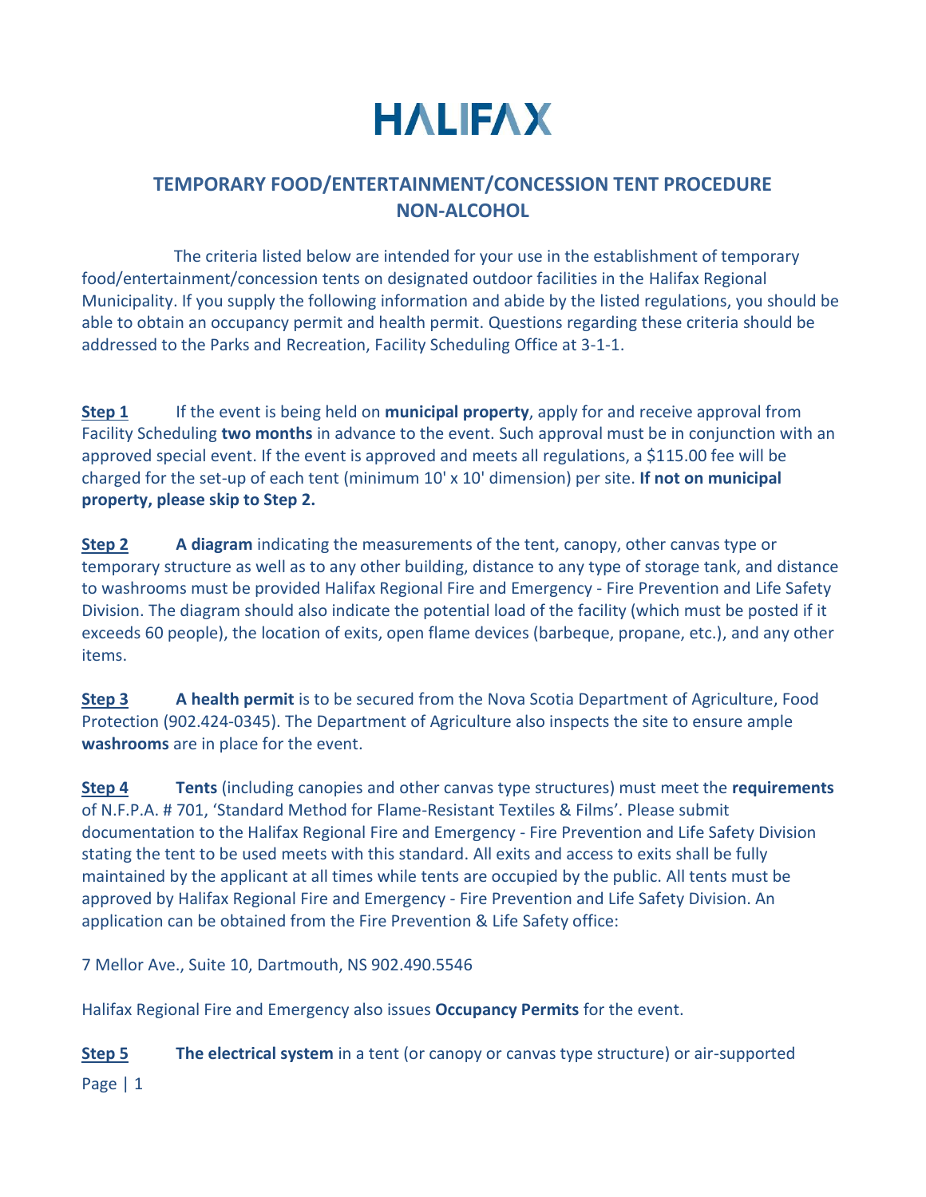# HALIFAX

## TEMPORARY FOOD/ENTERTAINMENT/CONCESSION TENT PROCEDURE NON-ALCOHOL

The criteria listed below are intended for your use in the establishment of temporary food/entertainment/concession tents on designated outdoor facilities in the Halifax Regional Municipality. If you supply the following information and abide by the listed regulations, you should be able to obtain an occupancy permit and health permit. Questions regarding these criteria should be addressed to the Parks and Recreation, Facility Scheduling Office at 3-1-1.

**Step 1** If the event is being held on **municipal property**, apply for and receive approval from Facility Scheduling **two months** in advance to the event. Such approval must be in conjunction with an approved special event. If the event is approved and meets all regulations, a $115.00 fee will be charged for the set-up of each tent (minimum 10' x 10' dimension) per site. **If not on municipal property, please skip to Step 2.**

**Step 2** **A diagram** indicating the measurements of the tent, canopy, other canvas type or temporary structure as well as to any other building, distance to any type of storage tank, and distance to washrooms must be provided Halifax Regional Fire and Emergency - Fire Prevention and Life Safety Division. The diagram should also indicate the potential load of the facility (which must be posted if it exceeds 60 people), the location of exits, open flame devices (barbeque, propane, etc.), and any other items.

**Step 3** **A health permit** is to be secured from the Nova Scotia Department of Agriculture, Food Protection (902.424-0345). The Department of Agriculture also inspects the site to ensure ample **washrooms** are in place for the event.

**Step 4** **Tents** (including canopies and other canvas type structures) must meet the **requirements** of N.F.P.A. # 701, 'Standard Method for Flame-Resistant Textiles & Films'. Please submit documentation to the Halifax Regional Fire and Emergency - Fire Prevention and Life Safety Division stating the tent to be used meets with this standard. All exits and access to exits shall be fully maintained by the applicant at all times while tents are occupied by the public. All tents must be approved by Halifax Regional Fire and Emergency - Fire Prevention and Life Safety Division. An application can be obtained from the Fire Prevention & Life Safety office:

7 Mellor Ave., Suite 10, Dartmouth, NS 902.490.5546

Halifax Regional Fire and Emergency also issues **Occupancy Permits** for the event.

**Step 5** **The electrical system** in a tent (or canopy or canvas type structure) or air-supported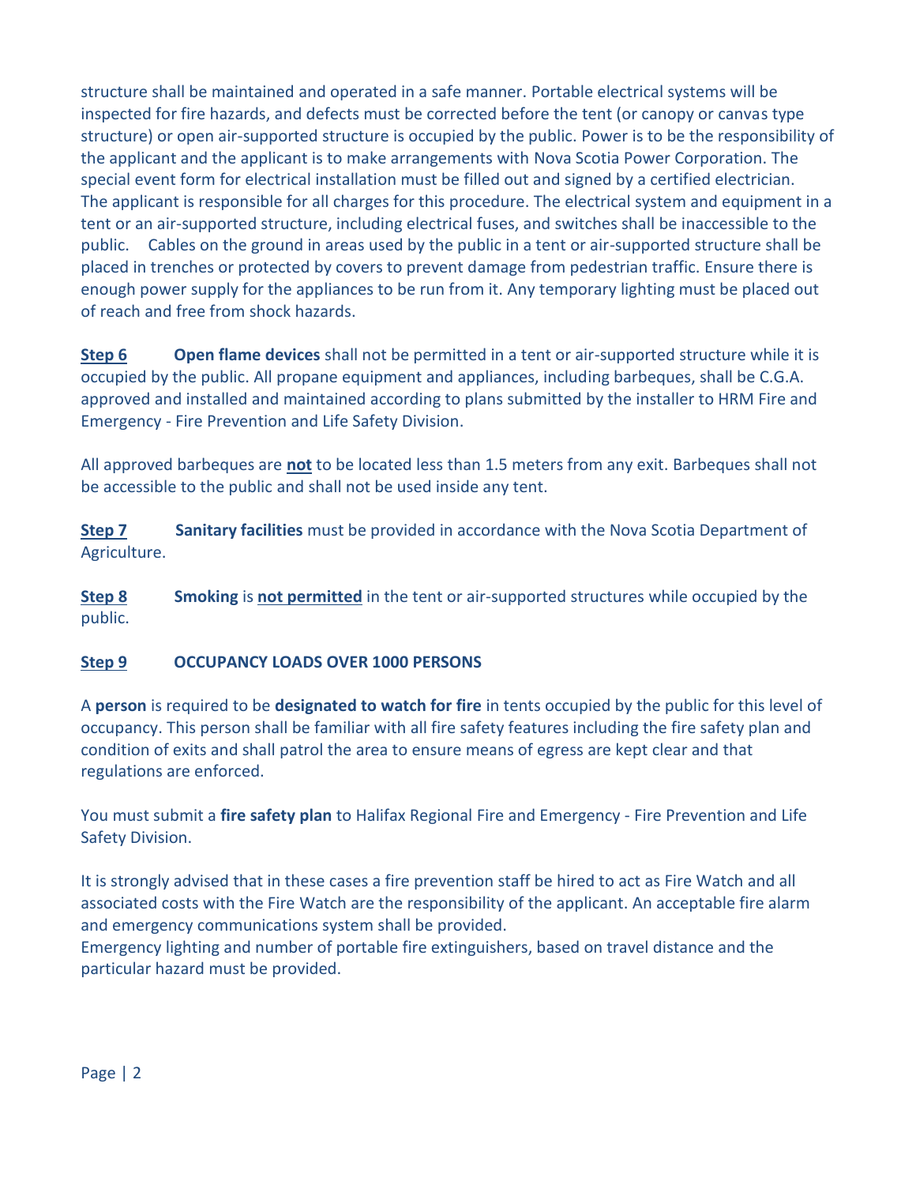structure shall be maintained and operated in a safe manner. Portable electrical systems will be inspected for fire hazards, and defects must be corrected before the tent (or canopy or canvas type structure) or open air-supported structure is occupied by the public. Power is to be the responsibility of the applicant and the applicant is to make arrangements with Nova Scotia Power Corporation. The special event form for electrical installation must be filled out and signed by a certified electrician. The applicant is responsible for all charges for this procedure. The electrical system and equipment in a tent or an air-supported structure, including electrical fuses, and switches shall be inaccessible to the public. Cables on the ground in areas used by the public in a tent or air-supported structure shall be placed in trenches or protected by covers to prevent damage from pedestrian traffic. Ensure there is enough power supply for the appliances to be run from it. Any temporary lighting must be placed out of reach and free from shock hazards.

**<u>Step 6</u>** **Open flame devices** shall not be permitted in a tent or air-supported structure while it is occupied by the public. All propane equipment and appliances, including barbeques, shall be C.G.A. approved and installed and maintained according to plans submitted by the installer to HRM Fire and Emergency - Fire Prevention and Life Safety Division.

All approved barbeques are **<u>not</u>** to be located less than 1.5 meters from any exit. Barbeques shall not be accessible to the public and shall not be used inside any tent.

**<u>Step 7</u>** **Sanitary facilities** must be provided in accordance with the Nova Scotia Department of Agriculture.

**<u>Step 8</u>** **Smoking** is **<u>not permitted</u>** in the tent or air-supported structures while occupied by the public.

**<u>Step 9</u>** **OCCUPANCY LOADS OVER 1000 PERSONS**

A **person** is required to be **designated to watch for fire** in tents occupied by the public for this level of occupancy. This person shall be familiar with all fire safety features including the fire safety plan and condition of exits and shall patrol the area to ensure means of egress are kept clear and that regulations are enforced.

You must submit a **fire safety plan** to Halifax Regional Fire and Emergency - Fire Prevention and Life Safety Division.

It is strongly advised that in these cases a fire prevention staff be hired to act as Fire Watch and all associated costs with the Fire Watch are the responsibility of the applicant. An acceptable fire alarm and emergency communications system shall be provided.
Emergency lighting and number of portable fire extinguishers, based on travel distance and the particular hazard must be provided.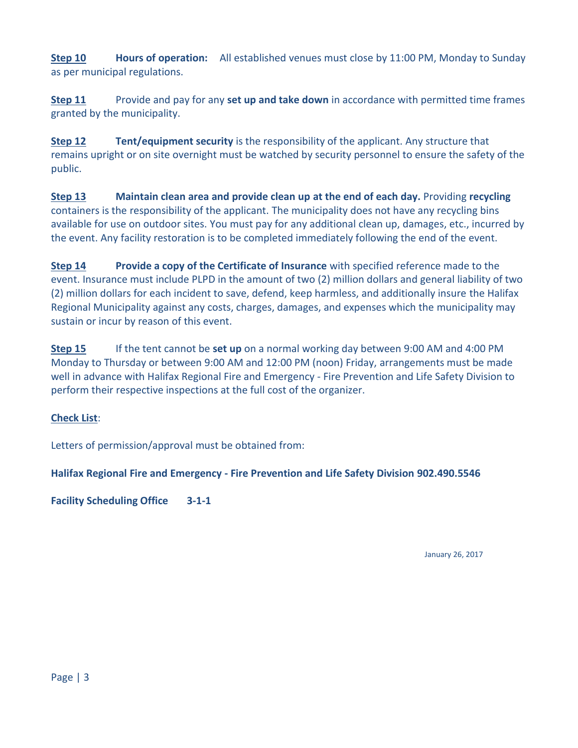**Step 10** **Hours of operation:** All established venues must close by 11:00 PM, Monday to Sunday as per municipal regulations.

**Step 11** Provide and pay for any **set up and take down** in accordance with permitted time frames granted by the municipality.

**Step 12** **Tent/equipment security** is the responsibility of the applicant. Any structure that remains upright or on site overnight must be watched by security personnel to ensure the safety of the public.

**Step 13** **Maintain clean area and provide clean up at the end of each day.** Providing **recycling** containers is the responsibility of the applicant. The municipality does not have any recycling bins available for use on outdoor sites. You must pay for any additional clean up, damages, etc., incurred by the event. Any facility restoration is to be completed immediately following the end of the event.

**Step 14** **Provide a copy of the Certificate of Insurance** with specified reference made to the event. Insurance must include PLPD in the amount of two (2) million dollars and general liability of two (2) million dollars for each incident to save, defend, keep harmless, and additionally insure the Halifax Regional Municipality against any costs, charges, damages, and expenses which the municipality may sustain or incur by reason of this event.

**Step 15** If the tent cannot be **set up** on a normal working day between 9:00 AM and 4:00 PM Monday to Thursday or between 9:00 AM and 12:00 PM (noon) Friday, arrangements must be made well in advance with Halifax Regional Fire and Emergency - Fire Prevention and Life Safety Division to perform their respective inspections at the full cost of the organizer.

**Check List**:

Letters of permission/approval must be obtained from:

**Halifax Regional Fire and Emergency - Fire Prevention and Life Safety Division 902.490.5546**

**Facility Scheduling Office 3-1-1**

January 26, 2017